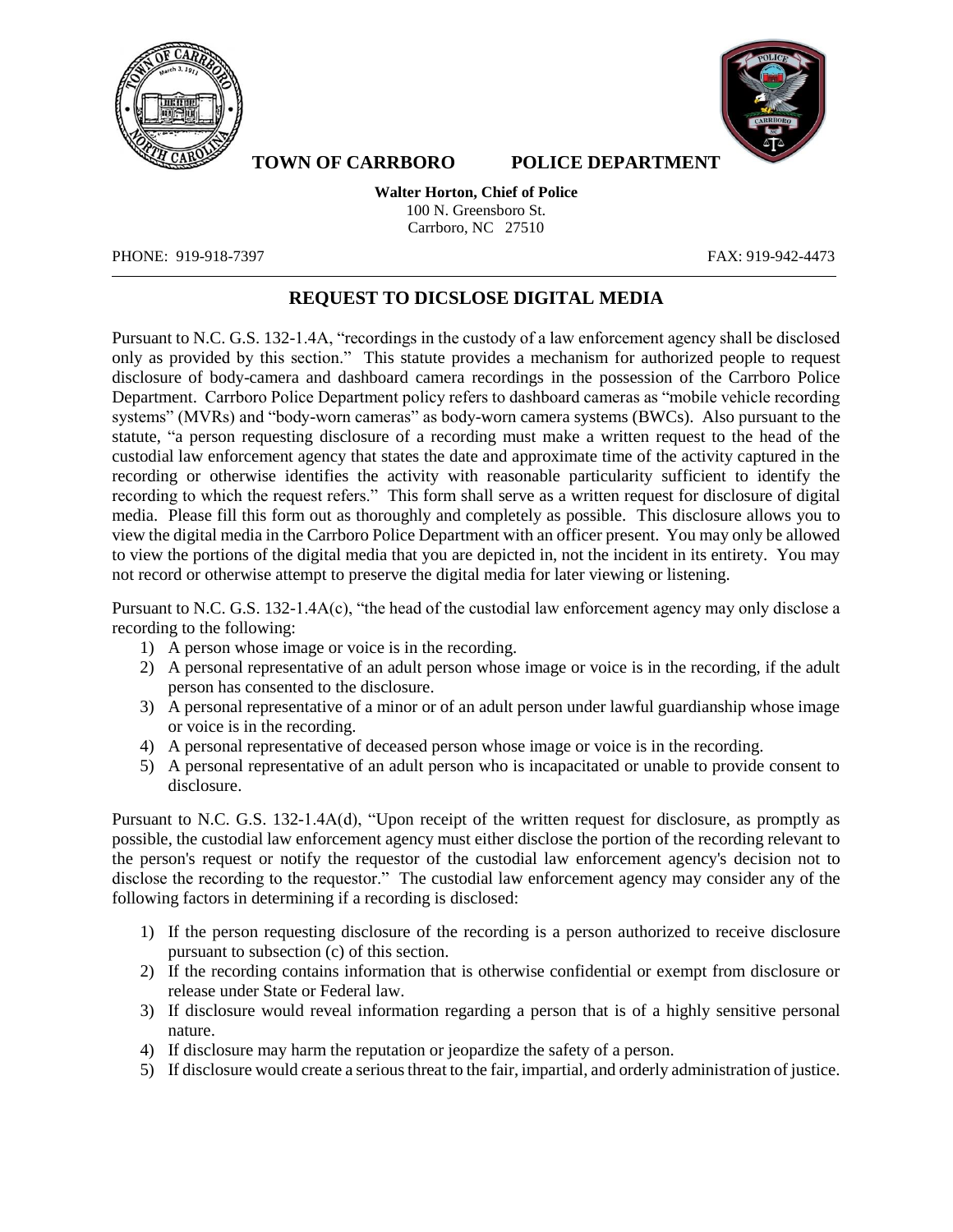**TOWN OF CARRBORO POLICE DEPARTMENT**

**Walter Horton, Chief of Police**
100 N. Greensboro St.
Carrboro, NC 27510

PHONE: 919-918-7397 FAX: 919-942-4473

## REQUEST TO DICSLOSE DIGITAL MEDIA

Pursuant to N.C. G.S. 132-1.4A, "recordings in the custody of a law enforcement agency shall be disclosed only as provided by this section." This statute provides a mechanism for authorized people to request disclosure of body-camera and dashboard camera recordings in the possession of the Carrboro Police Department. Carrboro Police Department policy refers to dashboard cameras as "mobile vehicle recording systems" (MVRs) and "body-worn cameras" as body-worn camera systems (BWCs). Also pursuant to the statute, "a person requesting disclosure of a recording must make a written request to the head of the custodial law enforcement agency that states the date and approximate time of the activity captured in the recording or otherwise identifies the activity with reasonable particularity sufficient to identify the recording to which the request refers." This form shall serve as a written request for disclosure of digital media. Please fill this form out as thoroughly and completely as possible. This disclosure allows you to view the digital media in the Carrboro Police Department with an officer present. You may only be allowed to view the portions of the digital media that you are depicted in, not the incident in its entirety. You may not record or otherwise attempt to preserve the digital media for later viewing or listening.

Pursuant to N.C. G.S. 132-1.4A(c), "the head of the custodial law enforcement agency may only disclose a recording to the following:

1) A person whose image or voice is in the recording.
2) A personal representative of an adult person whose image or voice is in the recording, if the adult person has consented to the disclosure.
3) A personal representative of a minor or of an adult person under lawful guardianship whose image or voice is in the recording.
4) A personal representative of deceased person whose image or voice is in the recording.
5) A personal representative of an adult person who is incapacitated or unable to provide consent to disclosure.

Pursuant to N.C. G.S. 132-1.4A(d), "Upon receipt of the written request for disclosure, as promptly as possible, the custodial law enforcement agency must either disclose the portion of the recording relevant to the person's request or notify the requestor of the custodial law enforcement agency's decision not to disclose the recording to the requestor." The custodial law enforcement agency may consider any of the following factors in determining if a recording is disclosed:

1) If the person requesting disclosure of the recording is a person authorized to receive disclosure pursuant to subsection (c) of this section.
2) If the recording contains information that is otherwise confidential or exempt from disclosure or release under State or Federal law.
3) If disclosure would reveal information regarding a person that is of a highly sensitive personal nature.
4) If disclosure may harm the reputation or jeopardize the safety of a person.
5) If disclosure would create a serious threat to the fair, impartial, and orderly administration of justice.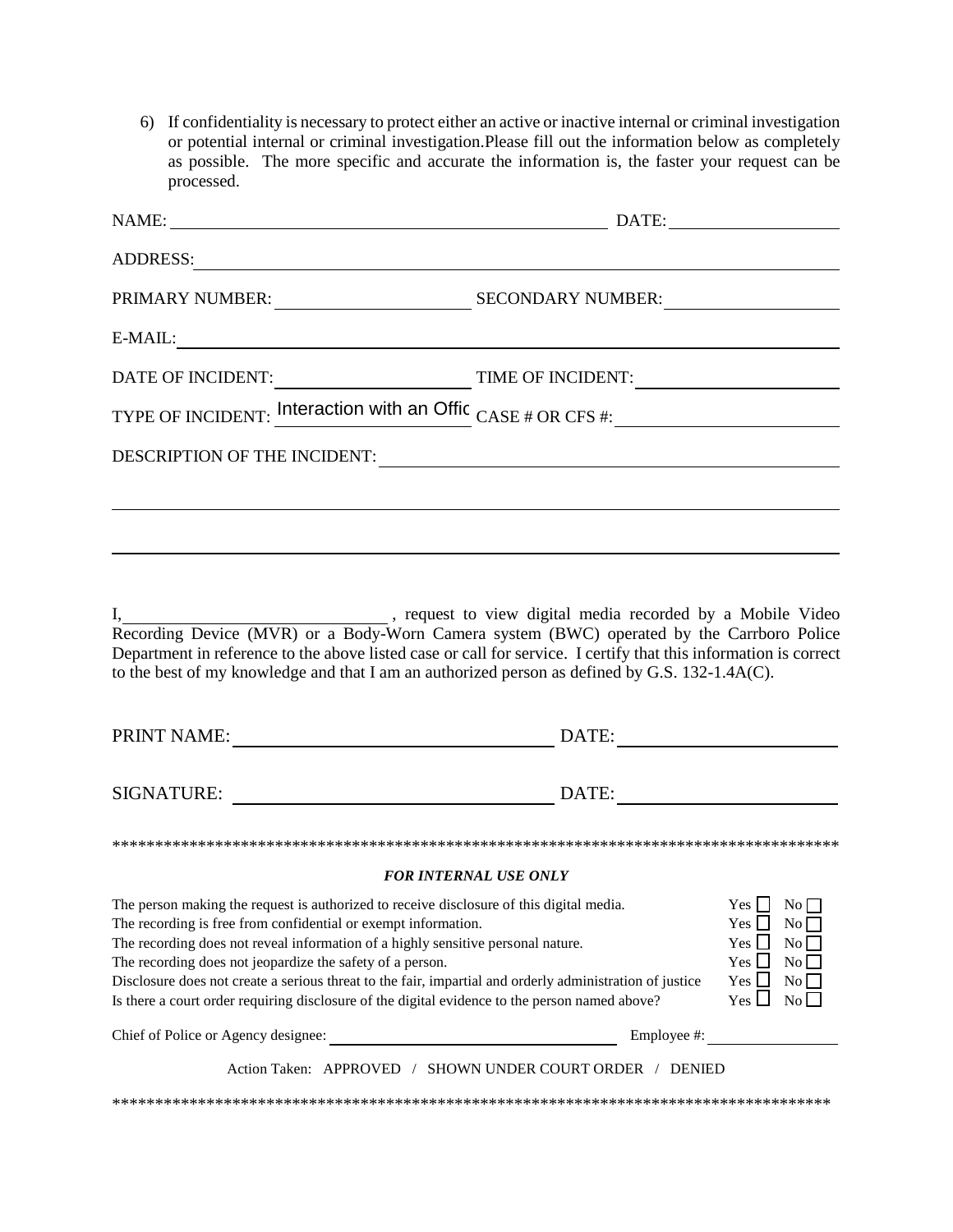6) If confidentiality is necessary to protect either an active or inactive internal or criminal investigation or potential internal or criminal investigation.Please fill out the information below as completely as possible. The more specific and accurate the information is, the faster your request can be processed.

NAME: ______________________________ DATE: ______________

ADDRESS: ______________________________________________

PRIMARY NUMBER: ______________ SECONDARY NUMBER: ______________

E-MAIL: ______________________________________________

DATE OF INCIDENT: ______________ TIME OF INCIDENT: ______________

TYPE OF INCIDENT: Interaction with an Offic CASE # OR CFS #: ______________

DESCRIPTION OF THE INCIDENT: ______________________________________________

______________________________________________

______________________________________________

I, ____________________, request to view digital media recorded by a Mobile Video Recording Device (MVR) or a Body-Worn Camera system (BWC) operated by the Carrboro Police Department in reference to the above listed case or call for service. I certify that this information is correct to the best of my knowledge and that I am an authorized person as defined by G.S. 132-1.4A(C).

PRINT NAME: ______________________ DATE: ______________

SIGNATURE: ______________________ DATE: ______________

\*\*\*\*\*\*\*\*\*\*\*\*\*\*\*\*\*\*\*\*\*\*\*\*\*\*\*\*\*\*\*\*\*\*\*\*\*\*\*\*\*\*\*\*\*\*\*\*\*\*\*\*\*\*\*\*\*\*\*\*\*\*\*\*\*\*\*\*\*\*\*\*\*\*\*\*\*\*\*\*\*\*\*\*\*\*\*\*\*\*\*\*\*

***FOR INTERNAL USE ONLY***

| | | |
|---|---|---|
| The person making the request is authorized to receive disclosure of this digital media. | Yes ☐ | No ☐ |
| The recording is free from confidential or exempt information. | Yes ☐ | No ☐ |
| The recording does not reveal information of a highly sensitive personal nature. | Yes ☐ | No ☐ |
| The recording does not jeopardize the safety of a person. | Yes ☐ | No ☐ |
| Disclosure does not create a serious threat to the fair, impartial and orderly administration of justice | Yes ☐ | No ☐ |
| Is there a court order requiring disclosure of the digital evidence to the person named above? | Yes ☐ | No ☐ |

Chief of Police or Agency designee: ______________________ Employee #: ______________

Action Taken: APPROVED / SHOWN UNDER COURT ORDER / DENIED

\*\*\*\*\*\*\*\*\*\*\*\*\*\*\*\*\*\*\*\*\*\*\*\*\*\*\*\*\*\*\*\*\*\*\*\*\*\*\*\*\*\*\*\*\*\*\*\*\*\*\*\*\*\*\*\*\*\*\*\*\*\*\*\*\*\*\*\*\*\*\*\*\*\*\*\*\*\*\*\*\*\*\*\*\*\*\*\*\*\*\*\*